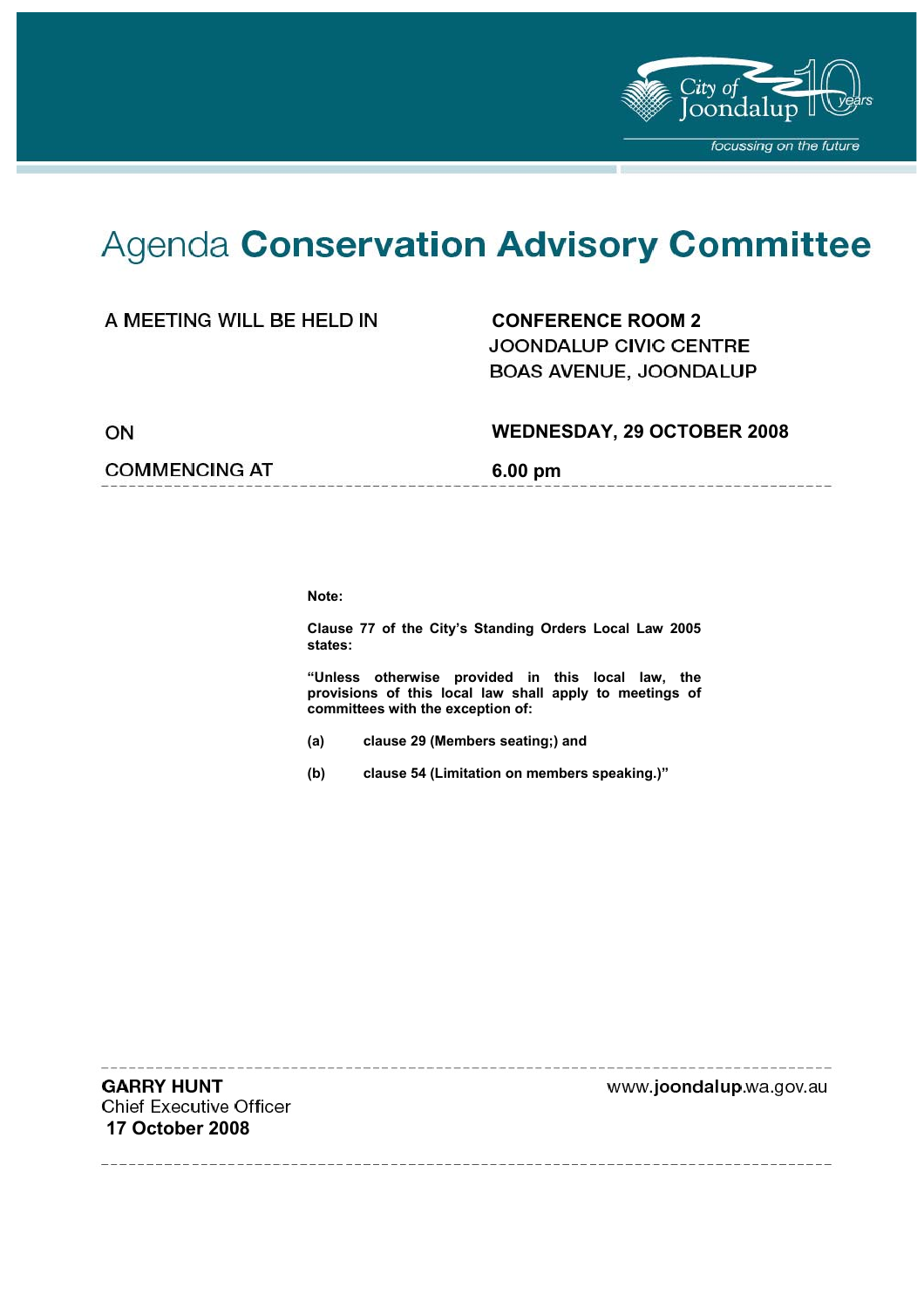City of Joondalup 10 years

*focussing on the future*

# Agenda **Conservation Advisory Committee**

| | |
|---|---|
| A MEETING WILL BE HELD IN | **CONFERENCE ROOM 2** JOONDALUP CIVIC CENTRE BOAS AVENUE, JOONDALUP |
| ON | **WEDNESDAY, 29 OCTOBER 2008** |
| COMMENCING AT | **6.00 pm** |

**Note:**

**Clause 77 of the City's Standing Orders Local Law 2005 states:**

**"Unless otherwise provided in this local law, the provisions of this local law shall apply to meetings of committees with the exception of:**

**(a) clause 29 (Members seating;) and**

**(b) clause 54 (Limitation on members speaking.)"**

**GARRY HUNT**
Chief Executive Officer
**17 October 2008**

www.**joondalup**.wa.gov.au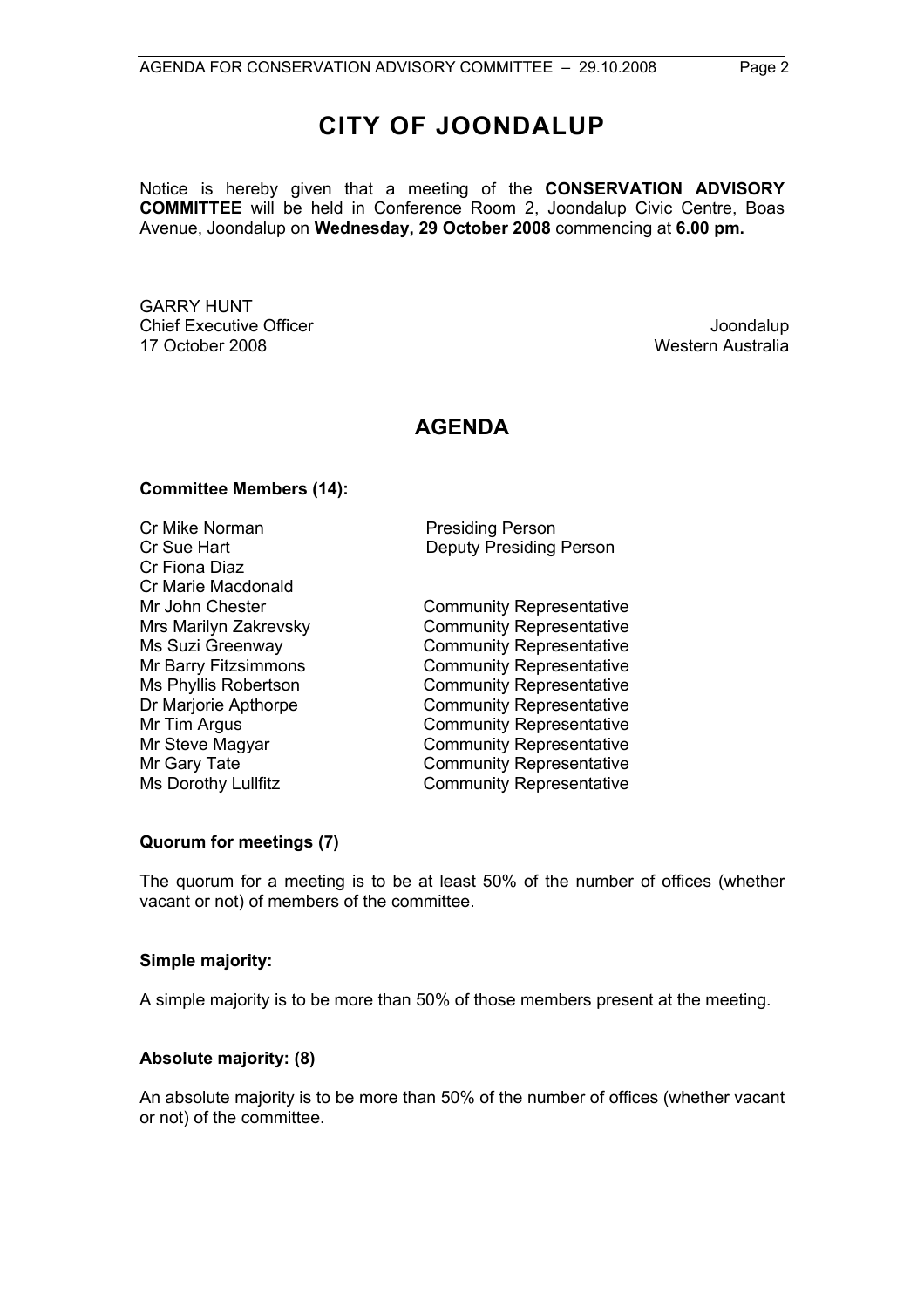# CITY OF JOONDALUP

Notice is hereby given that a meeting of the **CONSERVATION ADVISORY COMMITTEE** will be held in Conference Room 2, Joondalup Civic Centre, Boas Avenue, Joondalup on **Wednesday, 29 October 2008** commencing at **6.00 pm.**

GARRY HUNT
Chief Executive Officer
17 October 2008

Joondalup
Western Australia

## AGENDA

**Committee Members (14):**

| | |
|---|---|
| Cr Mike Norman | Presiding Person |
| Cr Sue Hart | Deputy Presiding Person |
| Cr Fiona Diaz | |
| Cr Marie Macdonald | |
| Mr John Chester | Community Representative |
| Mrs Marilyn Zakrevsky | Community Representative |
| Ms Suzi Greenway | Community Representative |
| Mr Barry Fitzsimmons | Community Representative |
| Ms Phyllis Robertson | Community Representative |
| Dr Marjorie Apthorpe | Community Representative |
| Mr Tim Argus | Community Representative |
| Mr Steve Magyar | Community Representative |
| Mr Gary Tate | Community Representative |
| Ms Dorothy Lullfitz | Community Representative |

**Quorum for meetings (7)**

The quorum for a meeting is to be at least 50% of the number of offices (whether vacant or not) of members of the committee.

**Simple majority:**

A simple majority is to be more than 50% of those members present at the meeting.

**Absolute majority: (8)**

An absolute majority is to be more than 50% of the number of offices (whether vacant or not) of the committee.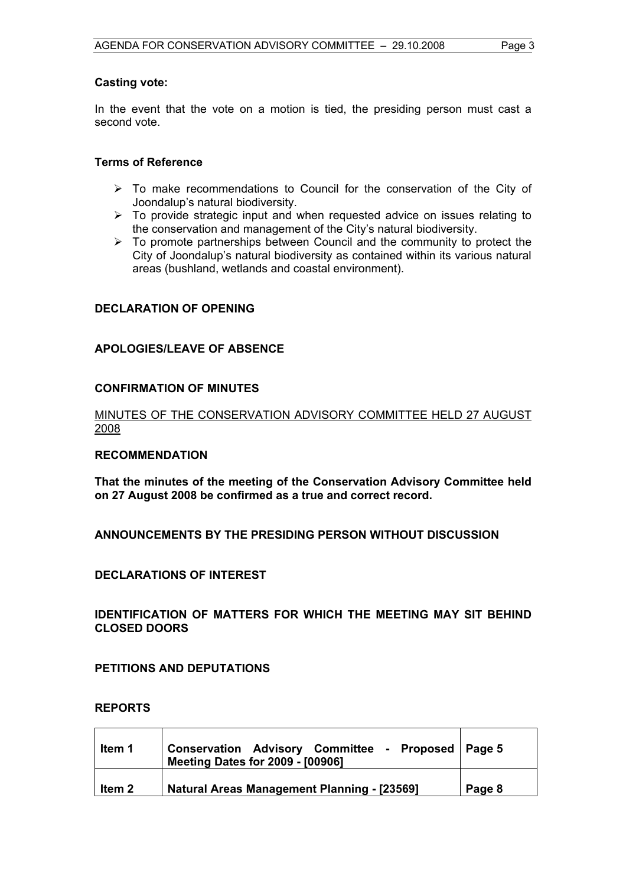**Casting vote:**

In the event that the vote on a motion is tied, the presiding person must cast a second vote.

**Terms of Reference**

- To make recommendations to Council for the conservation of the City of Joondalup's natural biodiversity.
- To provide strategic input and when requested advice on issues relating to the conservation and management of the City's natural biodiversity.
- To promote partnerships between Council and the community to protect the City of Joondalup's natural biodiversity as contained within its various natural areas (bushland, wetlands and coastal environment).

## DECLARATION OF OPENING

## APOLOGIES/LEAVE OF ABSENCE

## CONFIRMATION OF MINUTES

MINUTES OF THE CONSERVATION ADVISORY COMMITTEE HELD 27 AUGUST 2008

**RECOMMENDATION**

**That the minutes of the meeting of the Conservation Advisory Committee held on 27 August 2008 be confirmed as a true and correct record.**

## ANNOUNCEMENTS BY THE PRESIDING PERSON WITHOUT DISCUSSION

## DECLARATIONS OF INTEREST

## IDENTIFICATION OF MATTERS FOR WHICH THE MEETING MAY SIT BEHIND CLOSED DOORS

## PETITIONS AND DEPUTATIONS

## REPORTS

| | | |
|---|---|---|
| **Item 1** | **Conservation Advisory Committee - Proposed Meeting Dates for 2009 - [00906]** | **Page 5** |
| **Item 2** | **Natural Areas Management Planning - [23569]** | **Page 8** |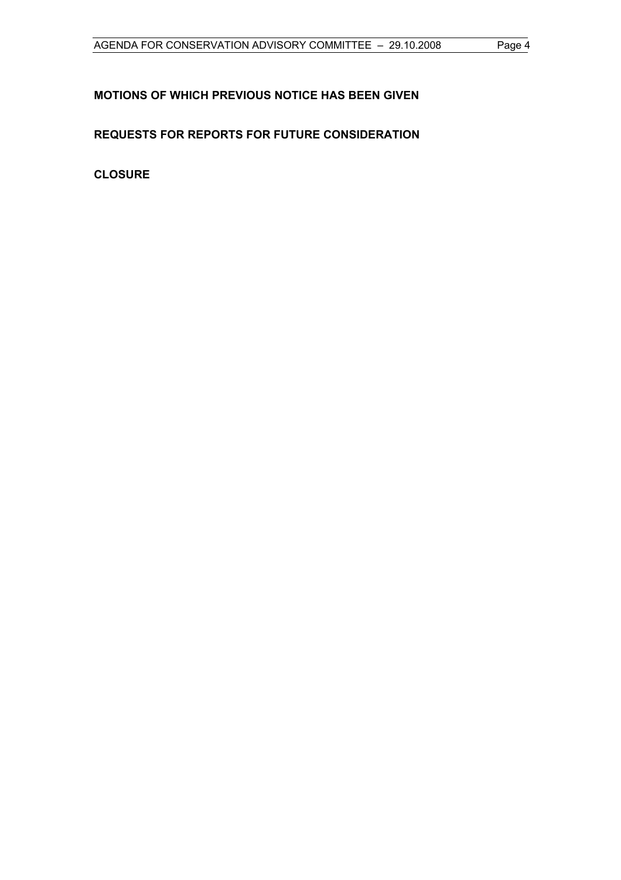**MOTIONS OF WHICH PREVIOUS NOTICE HAS BEEN GIVEN**

**REQUESTS FOR REPORTS FOR FUTURE CONSIDERATION**

**CLOSURE**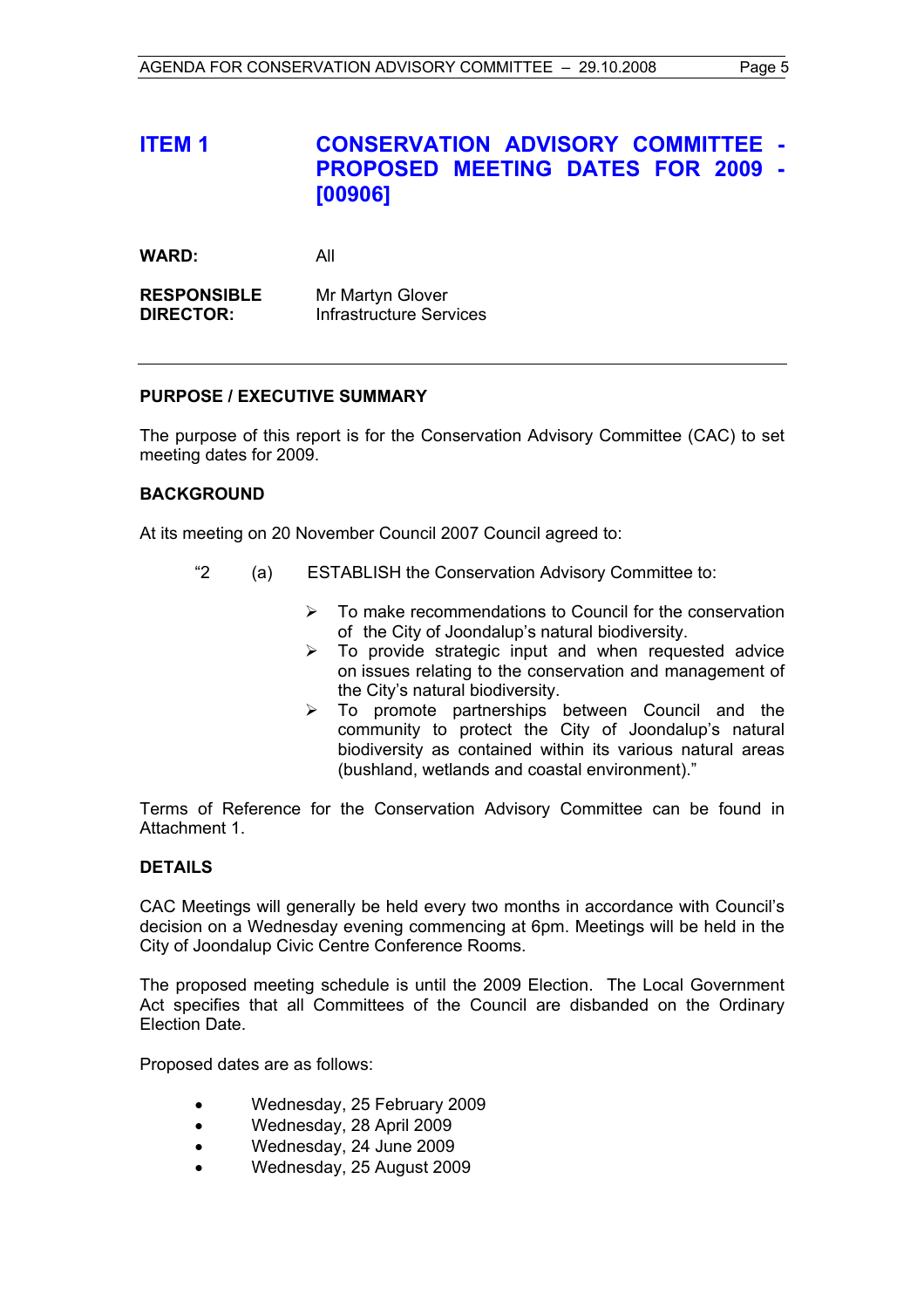# ITEM 1 CONSERVATION ADVISORY COMMITTEE - PROPOSED MEETING DATES FOR 2009 - [00906]

**WARD:** All

**RESPONSIBLE DIRECTOR:** Mr Martyn Glover
Infrastructure Services

---

**PURPOSE / EXECUTIVE SUMMARY**

The purpose of this report is for the Conservation Advisory Committee (CAC) to set meeting dates for 2009.

**BACKGROUND**

At its meeting on 20 November Council 2007 Council agreed to:

> "2 (a) ESTABLISH the Conservation Advisory Committee to:
>
> - To make recommendations to Council for the conservation of the City of Joondalup's natural biodiversity.
> - To provide strategic input and when requested advice on issues relating to the conservation and management of the City's natural biodiversity.
> - To promote partnerships between Council and the community to protect the City of Joondalup's natural biodiversity as contained within its various natural areas (bushland, wetlands and coastal environment)."

Terms of Reference for the Conservation Advisory Committee can be found in Attachment 1.

**DETAILS**

CAC Meetings will generally be held every two months in accordance with Council's decision on a Wednesday evening commencing at 6pm. Meetings will be held in the City of Joondalup Civic Centre Conference Rooms.

The proposed meeting schedule is until the 2009 Election. The Local Government Act specifies that all Committees of the Council are disbanded on the Ordinary Election Date.

Proposed dates are as follows:

- Wednesday, 25 February 2009
- Wednesday, 28 April 2009
- Wednesday, 24 June 2009
- Wednesday, 25 August 2009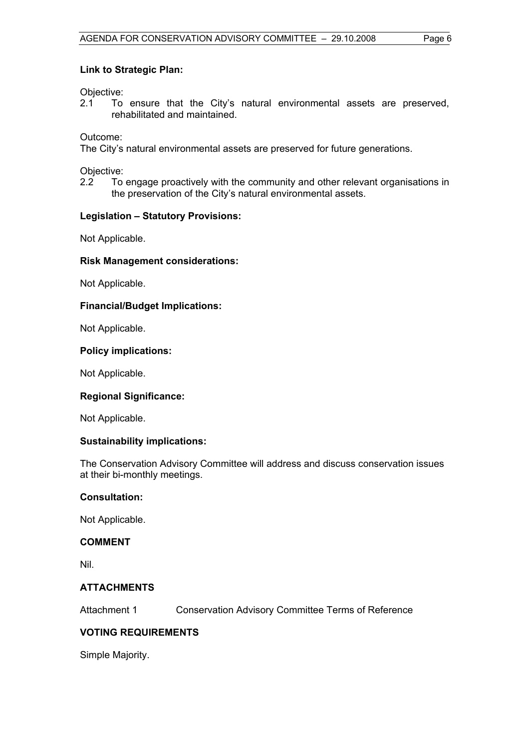**Link to Strategic Plan:**

Objective:
2.1 To ensure that the City's natural environmental assets are preserved, rehabilitated and maintained.

Outcome:
The City's natural environmental assets are preserved for future generations.

Objective:
2.2 To engage proactively with the community and other relevant organisations in the preservation of the City's natural environmental assets.

**Legislation – Statutory Provisions:**

Not Applicable.

**Risk Management considerations:**

Not Applicable.

**Financial/Budget Implications:**

Not Applicable.

**Policy implications:**

Not Applicable.

**Regional Significance:**

Not Applicable.

**Sustainability implications:**

The Conservation Advisory Committee will address and discuss conservation issues at their bi-monthly meetings.

**Consultation:**

Not Applicable.

**COMMENT**

Nil.

**ATTACHMENTS**

Attachment 1 Conservation Advisory Committee Terms of Reference

**VOTING REQUIREMENTS**

Simple Majority.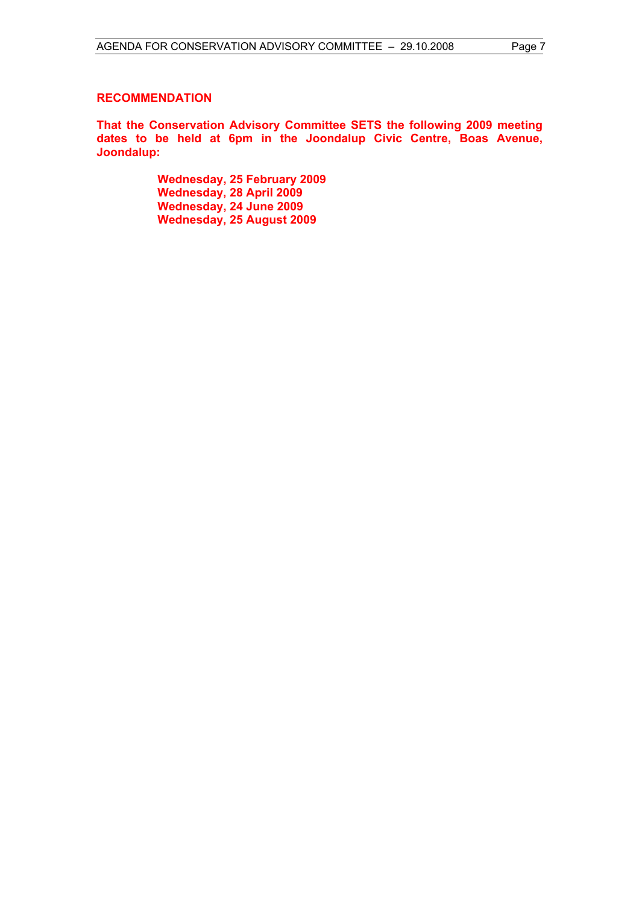**RECOMMENDATION**

**That the Conservation Advisory Committee SETS the following 2009 meeting dates to be held at 6pm in the Joondalup Civic Centre, Boas Avenue, Joondalup:**

**Wednesday, 25 February 2009**
**Wednesday, 28 April 2009**
**Wednesday, 24 June 2009**
**Wednesday, 25 August 2009**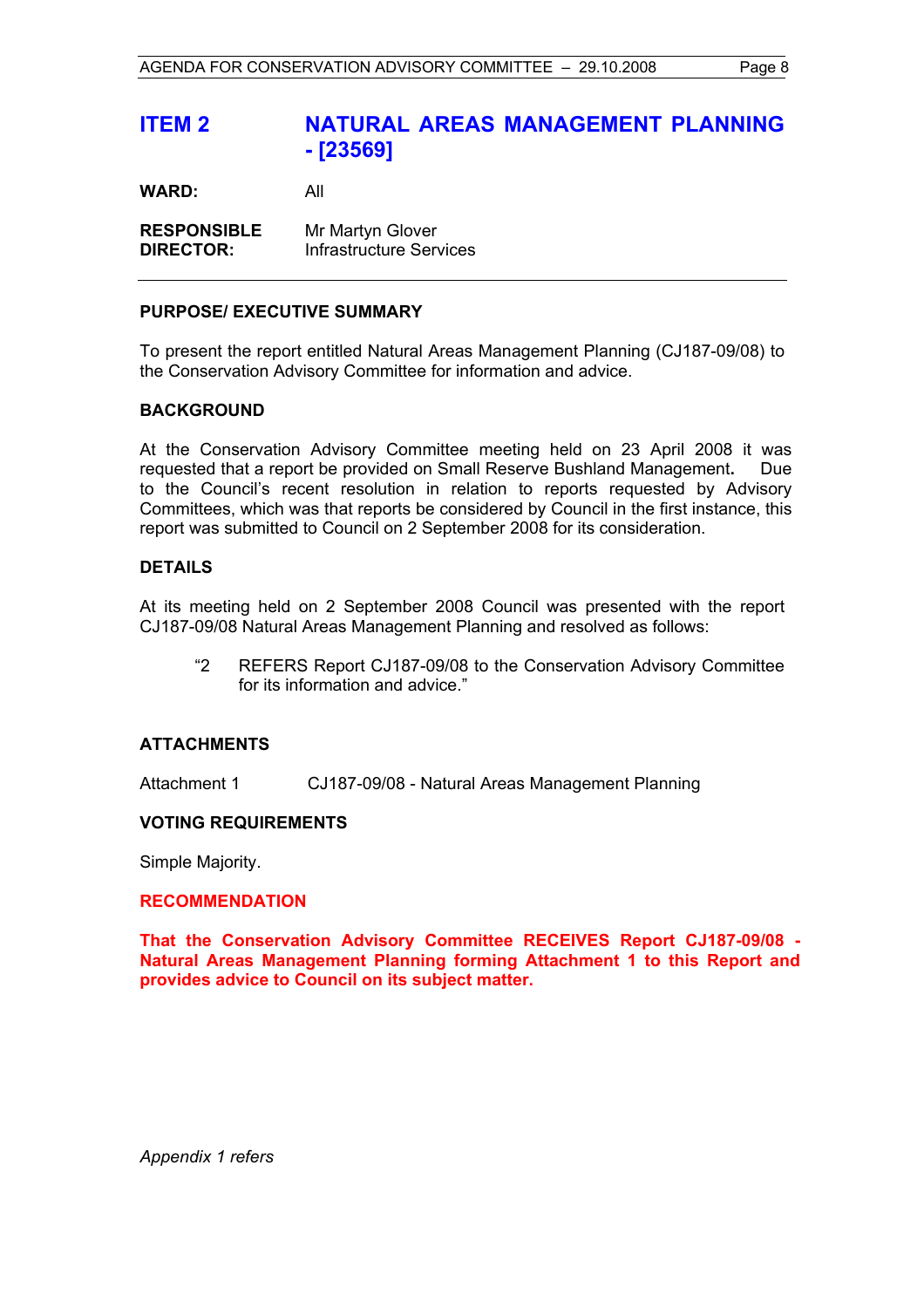# ITEM 2 NATURAL AREAS MANAGEMENT PLANNING - [23569]

**WARD:** All

**RESPONSIBLE DIRECTOR:** Mr Martyn Glover
Infrastructure Services

---

## PURPOSE/ EXECUTIVE SUMMARY

To present the report entitled Natural Areas Management Planning (CJ187-09/08) to the Conservation Advisory Committee for information and advice.

## BACKGROUND

At the Conservation Advisory Committee meeting held on 23 April 2008 it was requested that a report be provided on Small Reserve Bushland Management**.** Due to the Council's recent resolution in relation to reports requested by Advisory Committees, which was that reports be considered by Council in the first instance, this report was submitted to Council on 2 September 2008 for its consideration.

## DETAILS

At its meeting held on 2 September 2008 Council was presented with the report CJ187-09/08 Natural Areas Management Planning and resolved as follows:

> "2 REFERS Report CJ187-09/08 to the Conservation Advisory Committee for its information and advice."

## ATTACHMENTS

Attachment 1 CJ187-09/08 - Natural Areas Management Planning

## VOTING REQUIREMENTS

Simple Majority.

## RECOMMENDATION

**That the Conservation Advisory Committee RECEIVES Report CJ187-09/08 - Natural Areas Management Planning forming Attachment 1 to this Report and provides advice to Council on its subject matter.**

*Appendix 1 refers*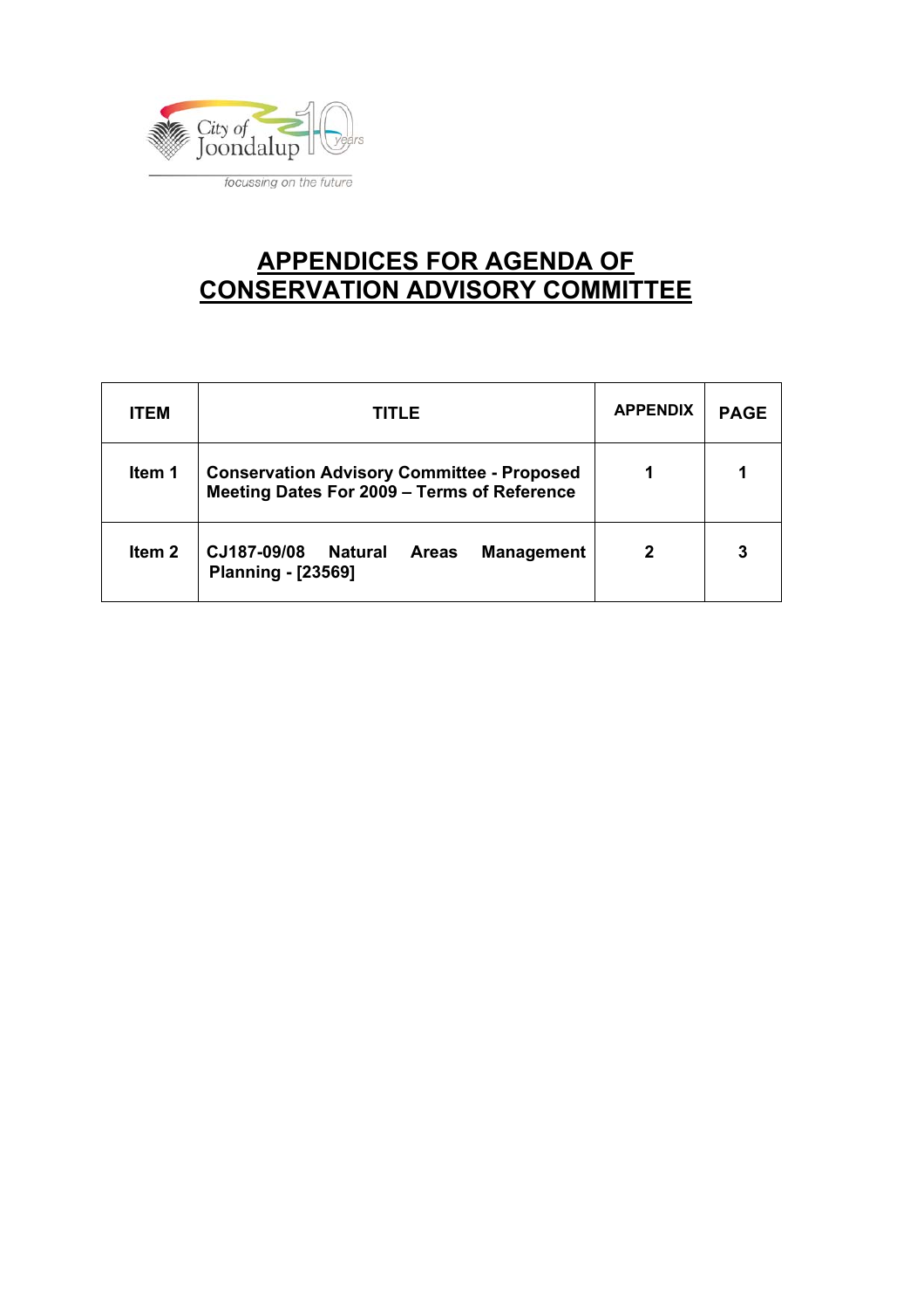City of Joondalup 10 years

focussing on the future

# APPENDICES FOR AGENDA OF CONSERVATION ADVISORY COMMITTEE

| ITEM | TITLE | APPENDIX | PAGE |
|---|---|---|---|
| **Item 1** | **Conservation Advisory Committee - Proposed Meeting Dates For 2009 – Terms of Reference** | **1** | **1** |
| **Item 2** | **CJ187-09/08 Natural Areas Management Planning - [23569]** | **2** | **3** |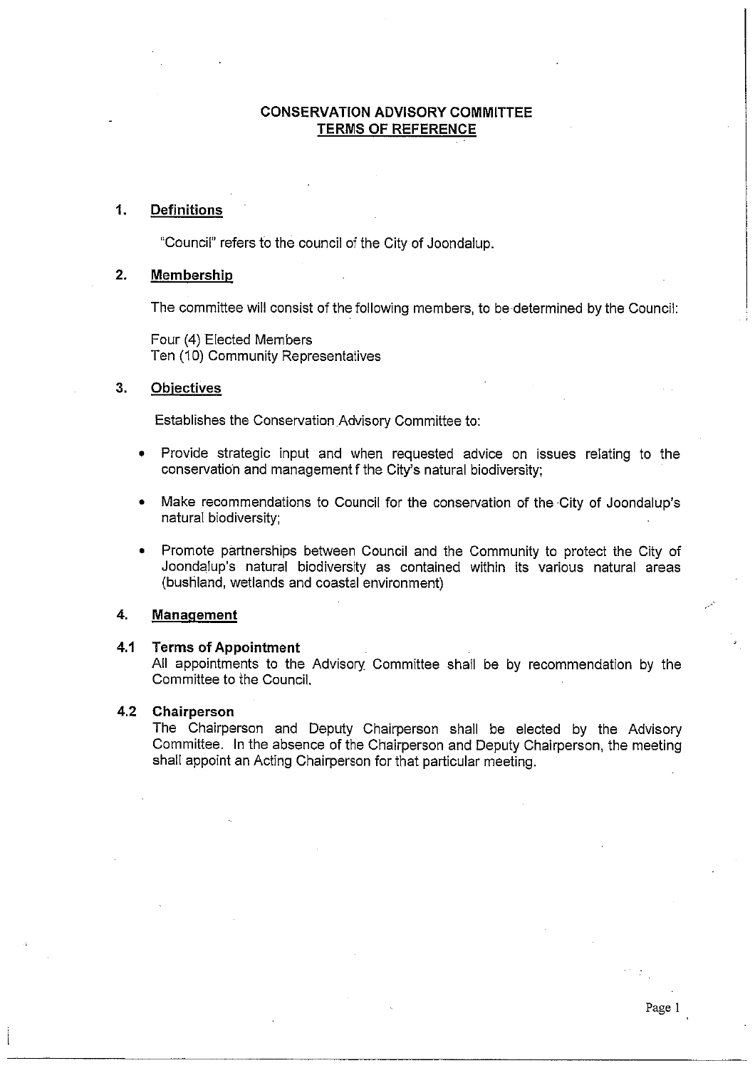# CONSERVATION ADVISORY COMMITTEE
## TERMS OF REFERENCE

**1. Definitions**

"Council" refers to the council of the City of Joondalup.

**2. Membership**

The committee will consist of the following members, to be determined by the Council:

Four (4) Elected Members
Ten (10) Community Representatives

**3. Objectives**

Establishes the Conservation Advisory Committee to:

- Provide strategic input and when requested advice on issues relating to the conservation and managementf the City's natural biodiversity;
- Make recommendations to Council for the conservation of the City of Joondalup's natural biodiversity;
- Promote partnerships between Council and the Community to protect the City of Joondalup's natural biodiversity as contained within its various natural areas (bushland, wetlands and coastal environment)

**4. Management**

**4.1 Terms of Appointment**
All appointments to the Advisory Committee shall be by recommendation by the Committee to the Council.

**4.2 Chairperson**
The Chairperson and Deputy Chairperson shall be elected by the Advisory Committee. In the absence of the Chairperson and Deputy Chairperson, the meeting shall appoint an Acting Chairperson for that particular meeting.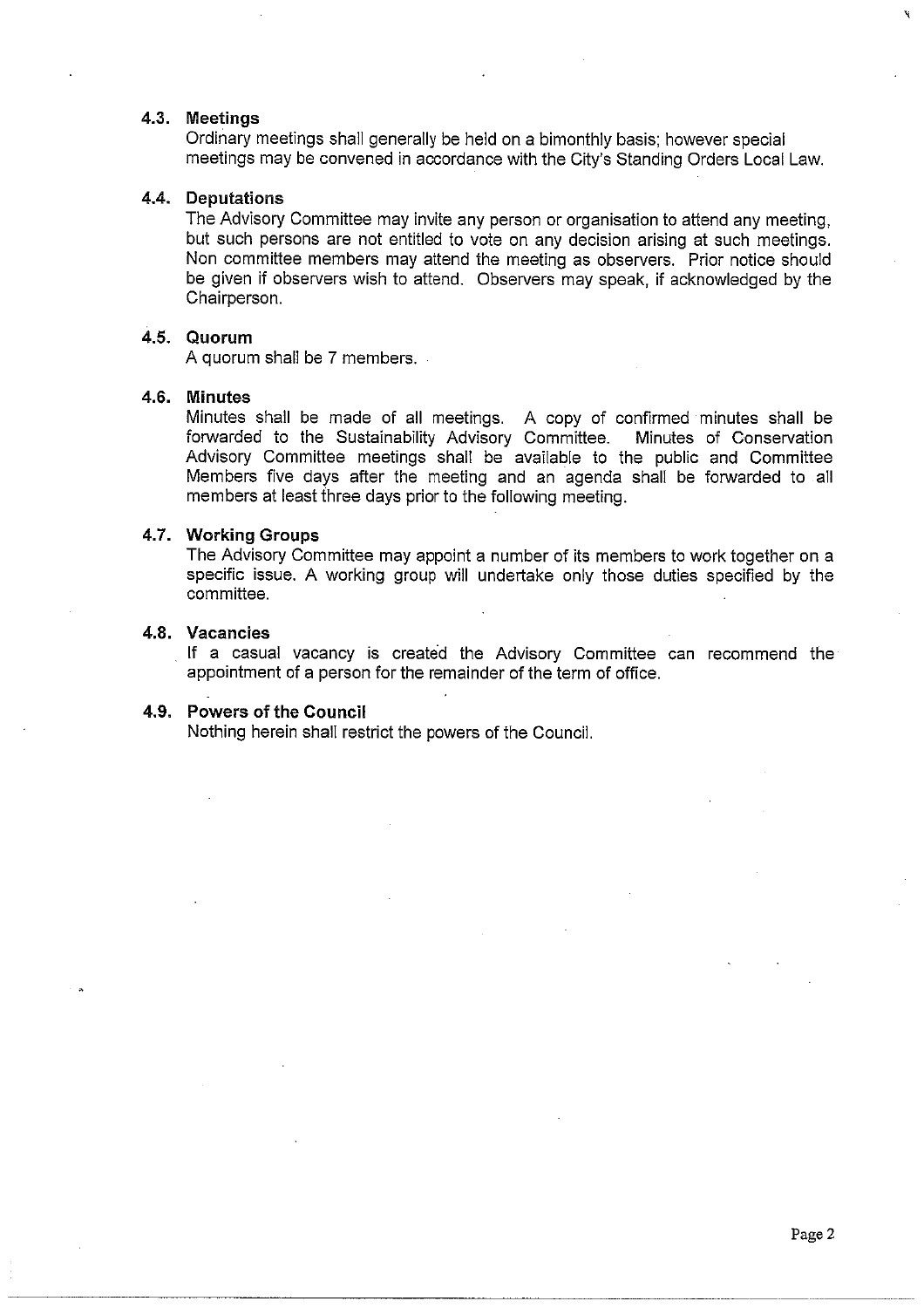### 4.3. Meetings

Ordinary meetings shall generally be held on a bimonthly basis; however special meetings may be convened in accordance with the City's Standing Orders Local Law.

### 4.4. Deputations

The Advisory Committee may invite any person or organisation to attend any meeting, but such persons are not entitled to vote on any decision arising at such meetings. Non committee members may attend the meeting as observers. Prior notice should be given if observers wish to attend. Observers may speak, if acknowledged by the Chairperson.

### 4.5. Quorum

A quorum shall be 7 members.

### 4.6. Minutes

Minutes shall be made of all meetings. A copy of confirmed minutes shall be forwarded to the Sustainability Advisory Committee. Minutes of Conservation Advisory Committee meetings shall be available to the public and Committee Members five days after the meeting and an agenda shall be forwarded to all members at least three days prior to the following meeting.

### 4.7. Working Groups

The Advisory Committee may appoint a number of its members to work together on a specific issue. A working group will undertake only those duties specified by the committee.

### 4.8. Vacancies

If a casual vacancy is created the Advisory Committee can recommend the appointment of a person for the remainder of the term of office.

### 4.9. Powers of the Council

Nothing herein shall restrict the powers of the Council.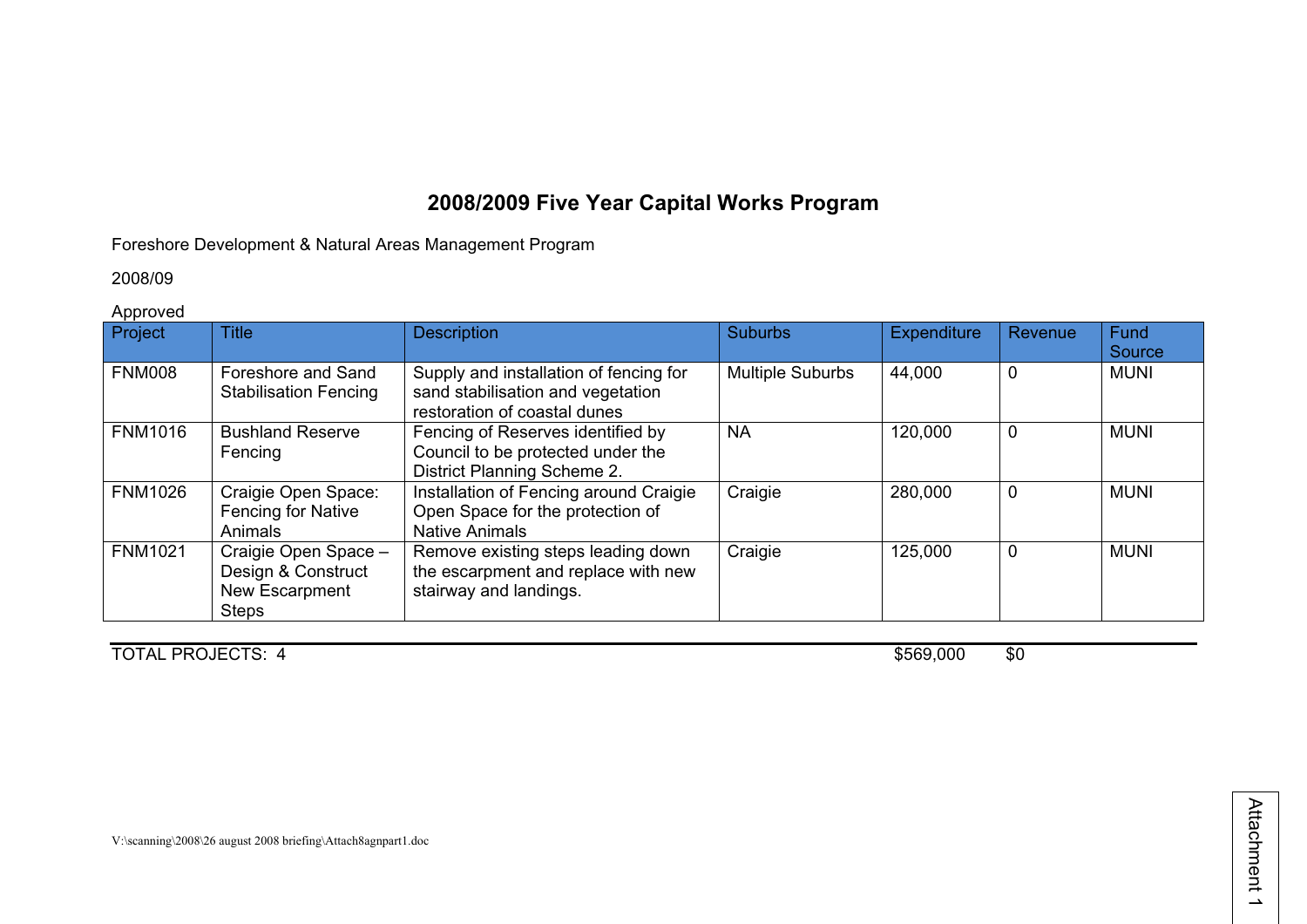# 2008/2009 Five Year Capital Works Program

Foreshore Development & Natural Areas Management Program

2008/09

Approved

| Project | Title | Description | Suburbs | Expenditure | Revenue | Fund Source |
|---|---|---|---|---|---|---|
| FNM008 | Foreshore and Sand Stabilisation Fencing | Supply and installation of fencing for sand stabilisation and vegetation restoration of coastal dunes | Multiple Suburbs | 44,000 | 0 | MUNI |
| FNM1016 | Bushland Reserve Fencing | Fencing of Reserves identified by Council to be protected under the District Planning Scheme 2. | NA | 120,000 | 0 | MUNI |
| FNM1026 | Craigie Open Space: Fencing for Native Animals | Installation of Fencing around Craigie Open Space for the protection of Native Animals | Craigie | 280,000 | 0 | MUNI |
| FNM1021 | Craigie Open Space – Design & Construct New Escarpment Steps | Remove existing steps leading down the escarpment and replace with new stairway and landings. | Craigie | 125,000 | 0 | MUNI |

| TOTAL PROJECTS: 4 | $569,000 | $0 |
|---|---|---|

V:\scanning\2008\26 august 2008 briefing\Attach8agnpart1.doc

Attachment 1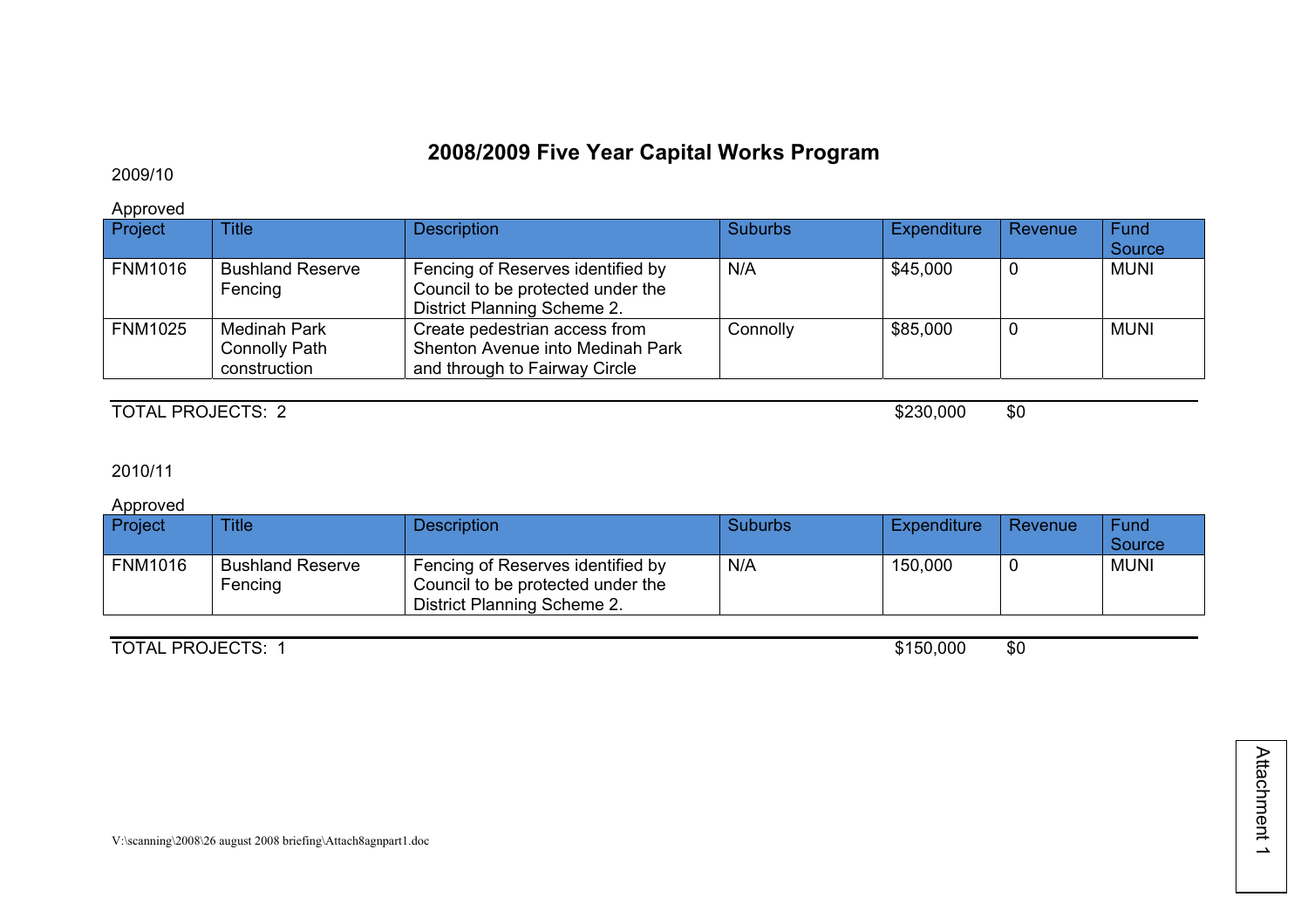# 2008/2009 Five Year Capital Works Program

2009/10

Approved

| Project | Title | Description | Suburbs | Expenditure | Revenue | Fund Source |
|---|---|---|---|---|---|---|
| FNM1016 | Bushland Reserve Fencing | Fencing of Reserves identified by Council to be protected under the District Planning Scheme 2. | N/A | $45,000 | 0 | MUNI |
| FNM1025 | Medinah Park Connolly Path construction | Create pedestrian access from Shenton Avenue into Medinah Park and through to Fairway Circle | Connolly | $85,000 | 0 | MUNI |

TOTAL PROJECTS: 2 $230,000 $0

2010/11

Approved

| Project | Title | Description | Suburbs | Expenditure | Revenue | Fund Source |
|---|---|---|---|---|---|---|
| FNM1016 | Bushland Reserve Fencing | Fencing of Reserves identified by Council to be protected under the District Planning Scheme 2. | N/A | 150,000 | 0 | MUNI |

TOTAL PROJECTS: 1 $150,000 $0

Attachment 1

V:\scanning\2008\26 august 2008 briefing\Attach8agnpart1.doc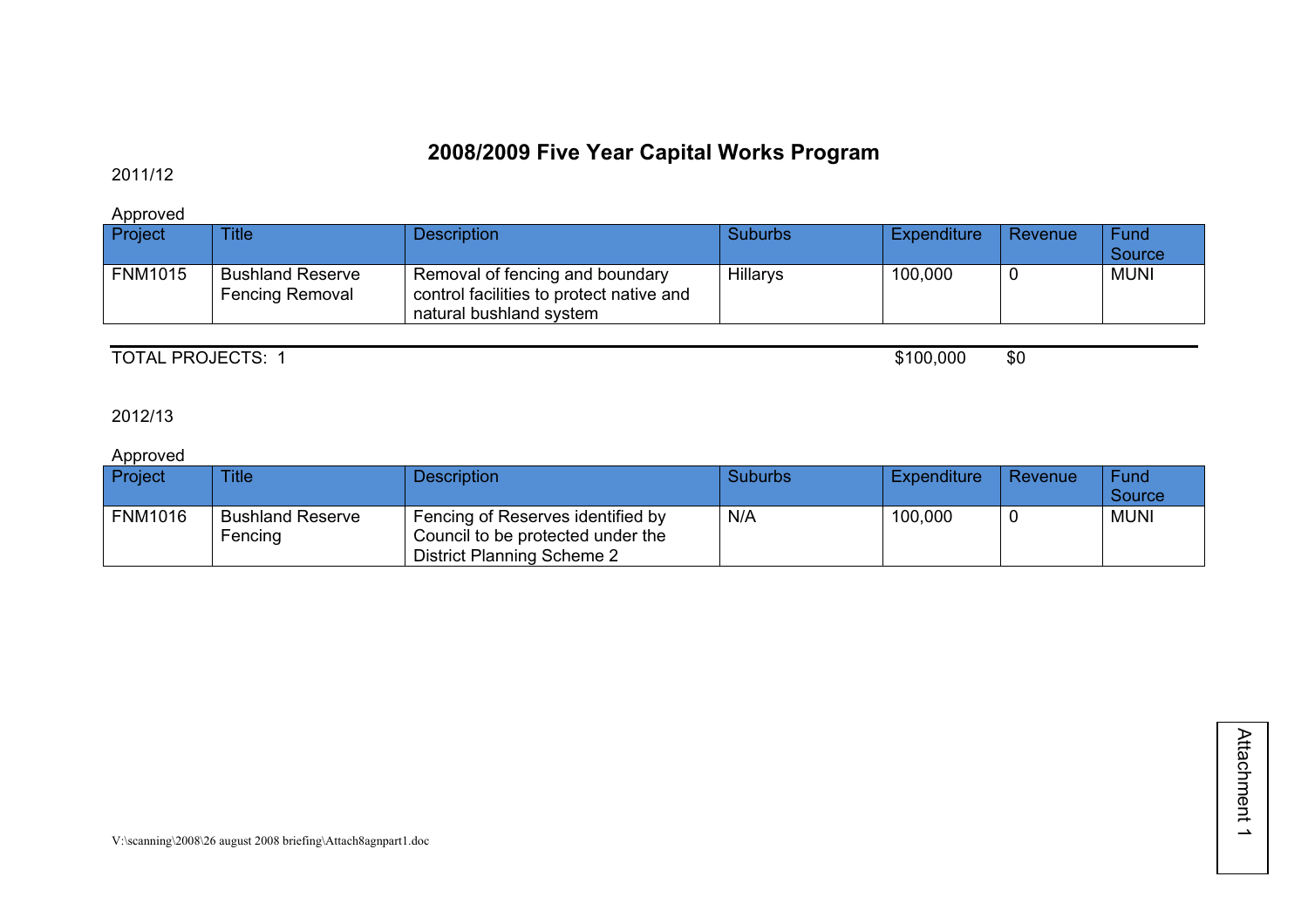# 2008/2009 Five Year Capital Works Program

2011/12

Approved

| Project | Title | Description | Suburbs | Expenditure | Revenue | Fund Source |
|---|---|---|---|---|---|---|
| FNM1015 | Bushland Reserve Fencing Removal | Removal of fencing and boundary control facilities to protect native and natural bushland system | Hillarys | 100,000 | 0 | MUNI |

TOTAL PROJECTS: 1 $100,000 $0

2012/13

Approved

| Project | Title | Description | Suburbs | Expenditure | Revenue | Fund Source |
|---|---|---|---|---|---|---|
| FNM1016 | Bushland Reserve Fencing | Fencing of Reserves identified by Council to be protected under the District Planning Scheme 2 | N/A | 100,000 | 0 | MUNI |

V:\scanning\2008\26 august 2008 briefing\Attach8agnpart1.doc

Attachment 1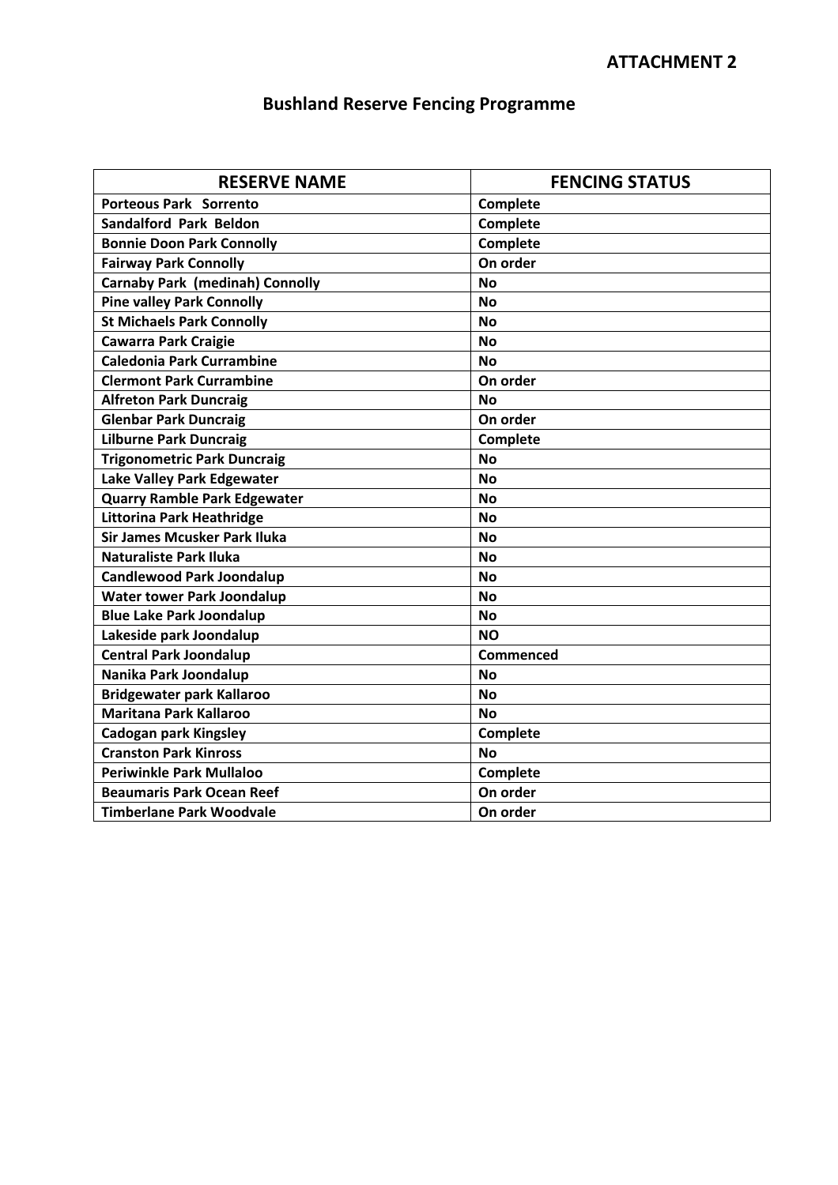**ATTACHMENT 2**

# Bushland Reserve Fencing Programme

| RESERVE NAME | FENCING STATUS |
|---|---|
| **Porteous Park  Sorrento** | **Complete** |
| **Sandalford  Park  Beldon** | **Complete** |
| **Bonnie Doon Park Connolly** | **Complete** |
| **Fairway Park Connolly** | **On order** |
| **Carnaby Park  (medinah) Connolly** | **No** |
| **Pine valley Park Connolly** | **No** |
| **St Michaels Park Connolly** | **No** |
| **Cawarra Park Craigie** | **No** |
| **Caledonia Park Currambine** | **No** |
| **Clermont Park Currambine** | **On order** |
| **Alfreton Park Duncraig** | **No** |
| **Glenbar Park Duncraig** | **On order** |
| **Lilburne Park Duncraig** | **Complete** |
| **Trigonometric Park Duncraig** | **No** |
| **Lake Valley Park Edgewater** | **No** |
| **Quarry Ramble Park Edgewater** | **No** |
| **Littorina Park Heathridge** | **No** |
| **Sir James Mcusker Park Iluka** | **No** |
| **Naturaliste Park Iluka** | **No** |
| **Candlewood Park Joondalup** | **No** |
| **Water tower Park Joondalup** | **No** |
| **Blue Lake Park Joondalup** | **No** |
| **Lakeside park Joondalup** | **NO** |
| **Central Park Joondalup** | **Commenced** |
| **Nanika Park Joondalup** | **No** |
| **Bridgewater park Kallaroo** | **No** |
| **Maritana Park Kallaroo** | **No** |
| **Cadogan park Kingsley** | **Complete** |
| **Cranston Park Kinross** | **No** |
| **Periwinkle Park Mullaloo** | **Complete** |
| **Beaumaris Park Ocean Reef** | **On order** |
| **Timberlane Park Woodvale** | **On order** |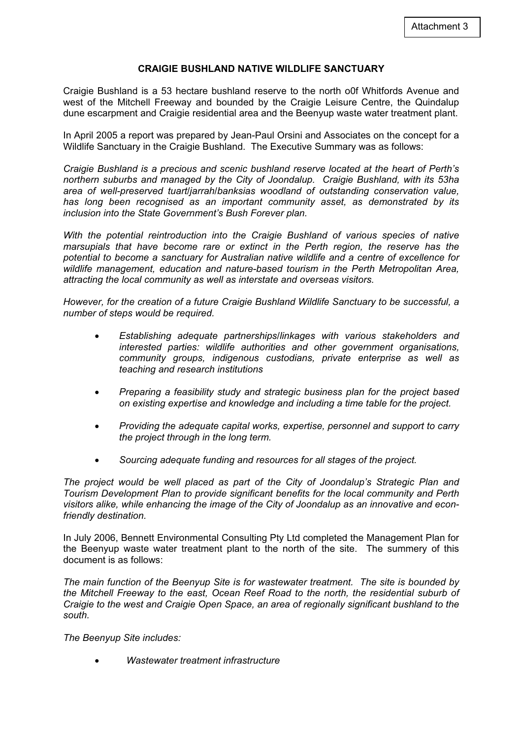Attachment 3

# CRAIGIE BUSHLAND NATIVE WILDLIFE SANCTUARY

Craigie Bushland is a 53 hectare bushland reserve to the north o0f Whitfords Avenue and west of the Mitchell Freeway and bounded by the Craigie Leisure Centre, the Quindalup dune escarpment and Craigie residential area and the Beenyup waste water treatment plant.

In April 2005 a report was prepared by Jean-Paul Orsini and Associates on the concept for a Wildlife Sanctuary in the Craigie Bushland. The Executive Summary was as follows:

*Craigie Bushland is a precious and scenic bushland reserve located at the heart of Perth's northern suburbs and managed by the City of Joondalup. Craigie Bushland, with its 53ha area of well-preserved tuart/jarrah/banksias woodland of outstanding conservation value, has long been recognised as an important community asset, as demonstrated by its inclusion into the State Government's Bush Forever plan.*

*With the potential reintroduction into the Craigie Bushland of various species of native marsupials that have become rare or extinct in the Perth region, the reserve has the potential to become a sanctuary for Australian native wildlife and a centre of excellence for wildlife management, education and nature-based tourism in the Perth Metropolitan Area, attracting the local community as well as interstate and overseas visitors.*

*However, for the creation of a future Craigie Bushland Wildlife Sanctuary to be successful, a number of steps would be required.*

- *Establishing adequate partnerships/linkages with various stakeholders and interested parties: wildlife authorities and other government organisations, community groups, indigenous custodians, private enterprise as well as teaching and research institutions*
- *Preparing a feasibility study and strategic business plan for the project based on existing expertise and knowledge and including a time table for the project.*
- *Providing the adequate capital works, expertise, personnel and support to carry the project through in the long term.*
- *Sourcing adequate funding and resources for all stages of the project.*

*The project would be well placed as part of the City of Joondalup's Strategic Plan and Tourism Development Plan to provide significant benefits for the local community and Perth visitors alike, while enhancing the image of the City of Joondalup as an innovative and econ-friendly destination.*

In July 2006, Bennett Environmental Consulting Pty Ltd completed the Management Plan for the Beenyup waste water treatment plant to the north of the site. The summery of this document is as follows:

*The main function of the Beenyup Site is for wastewater treatment. The site is bounded by the Mitchell Freeway to the east, Ocean Reef Road to the north, the residential suburb of Craigie to the west and Craigie Open Space, an area of regionally significant bushland to the south.*

*The Beenyup Site includes:*

- *Wastewater treatment infrastructure*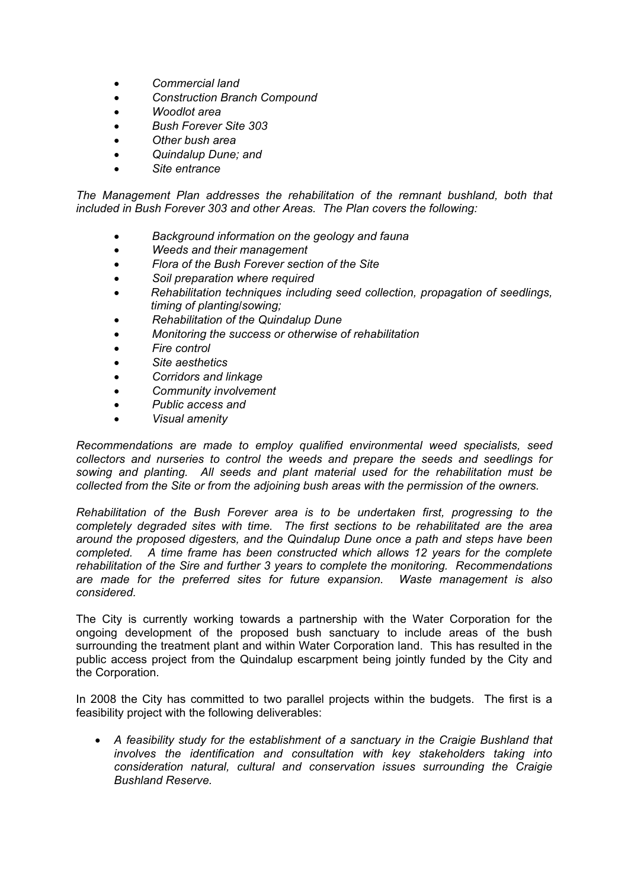- *Commercial land*
- *Construction Branch Compound*
- *Woodlot area*
- *Bush Forever Site 303*
- *Other bush area*
- *Quindalup Dune; and*
- *Site entrance*

*The Management Plan addresses the rehabilitation of the remnant bushland, both that included in Bush Forever 303 and other Areas. The Plan covers the following:*

- *Background information on the geology and fauna*
- *Weeds and their management*
- *Flora of the Bush Forever section of the Site*
- *Soil preparation where required*
- *Rehabilitation techniques including seed collection, propagation of seedlings, timing of planting/sowing;*
- *Rehabilitation of the Quindalup Dune*
- *Monitoring the success or otherwise of rehabilitation*
- *Fire control*
- *Site aesthetics*
- *Corridors and linkage*
- *Community involvement*
- *Public access and*
- *Visual amenity*

*Recommendations are made to employ qualified environmental weed specialists, seed collectors and nurseries to control the weeds and prepare the seeds and seedlings for sowing and planting. All seeds and plant material used for the rehabilitation must be collected from the Site or from the adjoining bush areas with the permission of the owners.*

*Rehabilitation of the Bush Forever area is to be undertaken first, progressing to the completely degraded sites with time. The first sections to be rehabilitated are the area around the proposed digesters, and the Quindalup Dune once a path and steps have been completed. A time frame has been constructed which allows 12 years for the complete rehabilitation of the Sire and further 3 years to complete the monitoring. Recommendations are made for the preferred sites for future expansion. Waste management is also considered.*

The City is currently working towards a partnership with the Water Corporation for the ongoing development of the proposed bush sanctuary to include areas of the bush surrounding the treatment plant and within Water Corporation land. This has resulted in the public access project from the Quindalup escarpment being jointly funded by the City and the Corporation.

In 2008 the City has committed to two parallel projects within the budgets. The first is a feasibility project with the following deliverables:

- *A feasibility study for the establishment of a sanctuary in the Craigie Bushland that involves the identification and consultation with key stakeholders taking into consideration natural, cultural and conservation issues surrounding the Craigie Bushland Reserve.*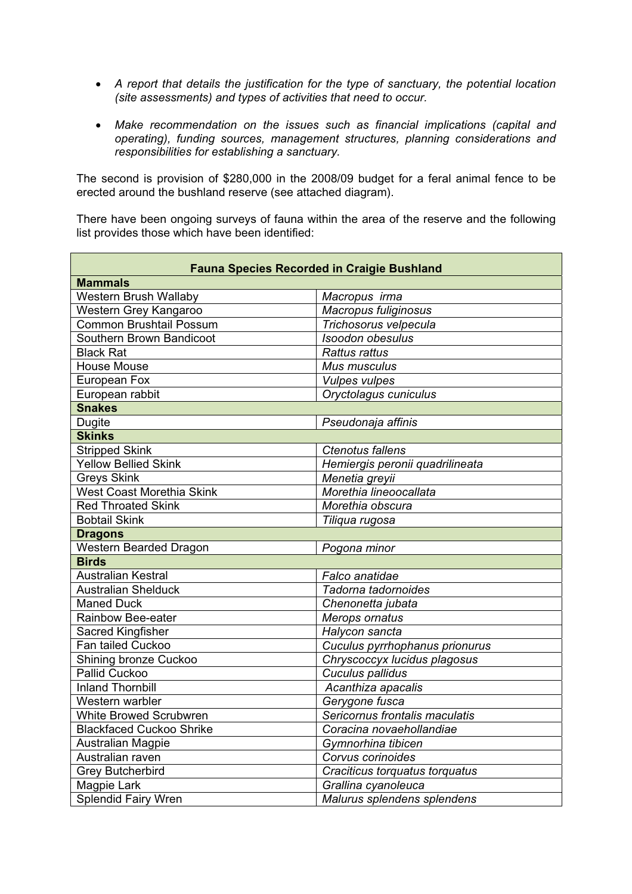- *A report that details the justification for the type of sanctuary, the potential location (site assessments) and types of activities that need to occur.*

- *Make recommendation on the issues such as financial implications (capital and operating), funding sources, management structures, planning considerations and responsibilities for establishing a sanctuary.*

The second is provision of $280,000 in the 2008/09 budget for a feral animal fence to be erected around the bushland reserve (see attached diagram).

There have been ongoing surveys of fauna within the area of the reserve and the following list provides those which have been identified:

| **Fauna Species Recorded in Craigie Bushland** | |
|---|---|
| **Mammals** | |
| Western Brush Wallaby | *Macropus irma* |
| Western Grey Kangaroo | *Macropus fuliginosus* |
| Common Brushtail Possum | *Trichosorus velpecula* |
| Southern Brown Bandicoot | *Isoodon obesulus* |
| Black Rat | *Rattus rattus* |
| House Mouse | *Mus musculus* |
| European Fox | *Vulpes vulpes* |
| European rabbit | *Oryctolagus cuniculus* |
| **Snakes** | |
| Dugite | *Pseudonaja affinis* |
| **Skinks** | |
| Stripped Skink | *Ctenotus fallens* |
| Yellow Bellied Skink | *Hemiergis peronii quadrilineata* |
| Greys Skink | *Menetia greyii* |
| West Coast Morethia Skink | *Morethia lineoocallata* |
| Red Throated Skink | *Morethia obscura* |
| Bobtail Skink | *Tiliqua rugosa* |
| **Dragons** | |
| Western Bearded Dragon | *Pogona minor* |
| **Birds** | |
| Australian Kestral | *Falco anatidae* |
| Australian Shelduck | *Tadorna tadornoides* |
| Maned Duck | *Chenonetta jubata* |
| Rainbow Bee-eater | *Merops ornatus* |
| Sacred Kingfisher | *Halycon sancta* |
| Fan tailed Cuckoo | *Cuculus pyrrhophanus prionurus* |
| Shining bronze Cuckoo | *Chryscoccyx lucidus plagosus* |
| Pallid Cuckoo | *Cuculus pallidus* |
| Inland Thornbill | *Acanthiza apacalis* |
| Western warbler | *Gerygone fusca* |
| White Browed Scrubwren | *Sericornus frontalis maculatis* |
| Blackfaced Cuckoo Shrike | *Coracina novaehollandiae* |
| Australian Magpie | *Gymnorhina tibicen* |
| Australian raven | *Corvus corinoides* |
| Grey Butcherbird | *Craciticus torquatus torquatus* |
| Magpie Lark | *Grallina cyanoleuca* |
| Splendid Fairy Wren | *Malurus splendens splendens* |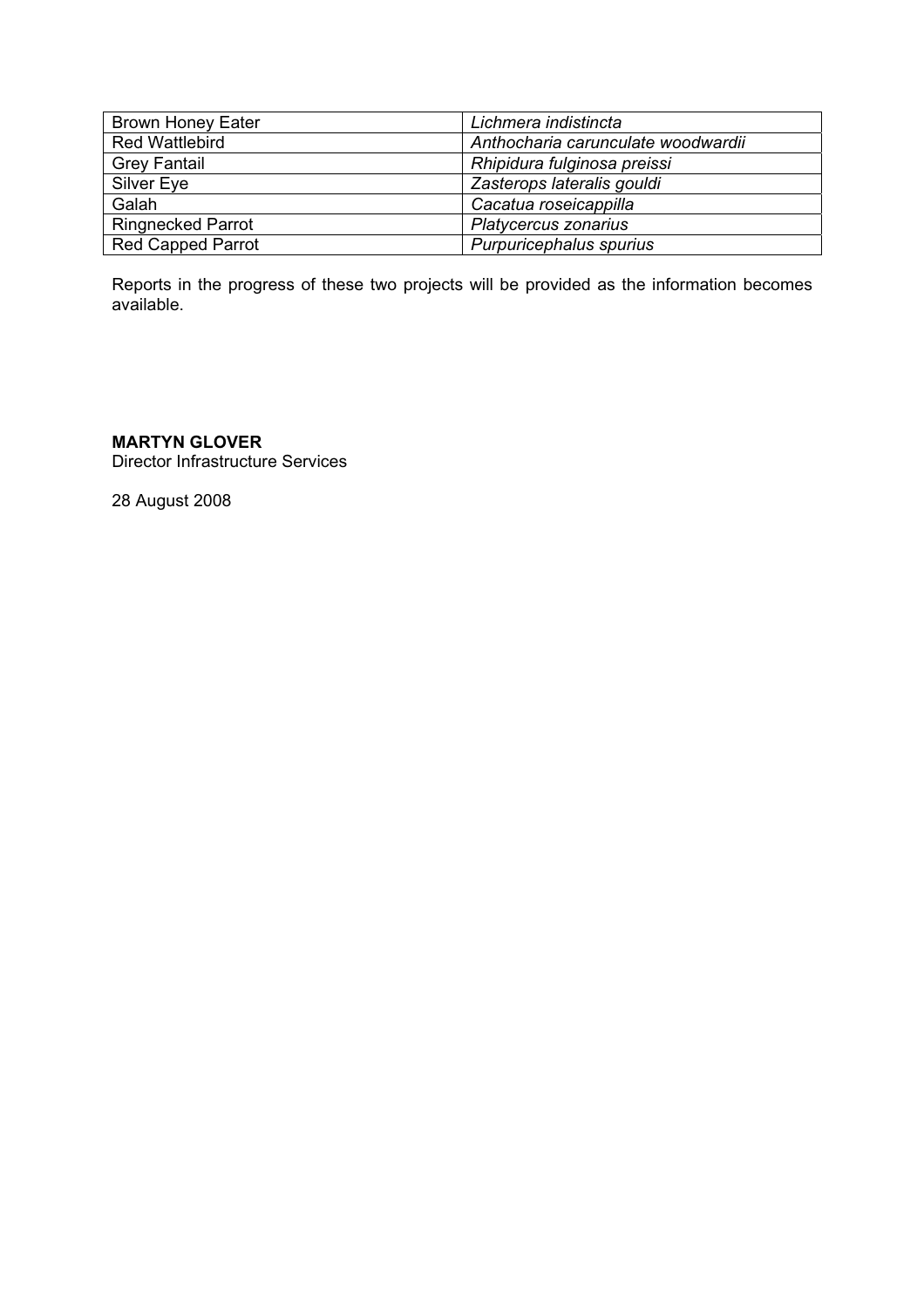| Brown Honey Eater | *Lichmera indistincta* |
|---|---|
| Red Wattlebird | *Anthocharia carunculate woodwardii* |
| Grey Fantail | *Rhipidura fulginosa preissi* |
| Silver Eye | *Zasterops lateralis gouldi* |
| Galah | *Cacatua roseicappilla* |
| Ringnecked Parrot | *Platycercus zonarius* |
| Red Capped Parrot | *Purpuricephalus spurius* |

Reports in the progress of these two projects will be provided as the information becomes available.

**MARTYN GLOVER**
Director Infrastructure Services

28 August 2008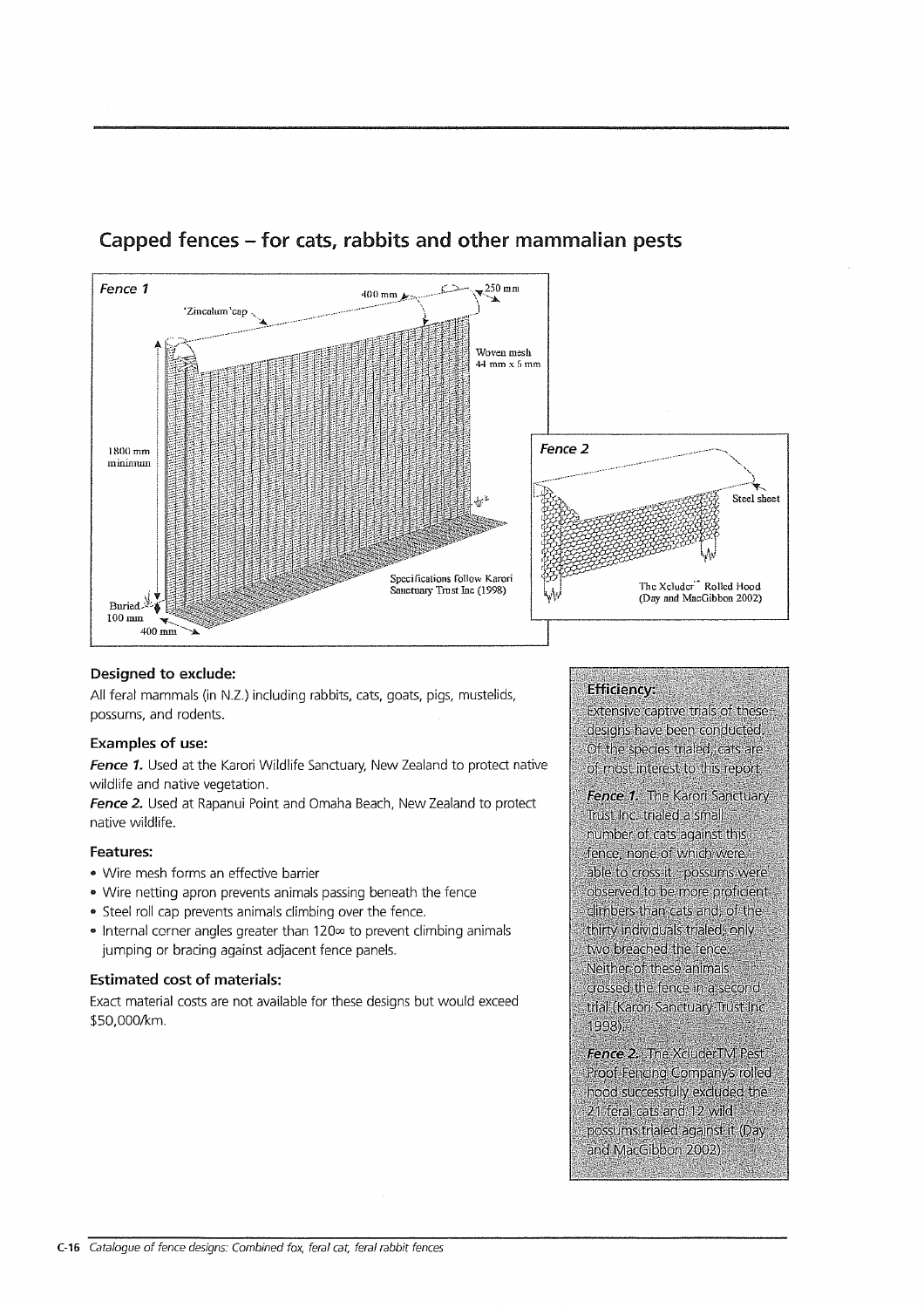# Capped fences – for cats, rabbits and other mammalian pests

### Designed to exclude:

All feral mammals (in N.Z.) including rabbits, cats, goats, pigs, mustelids, possums, and rodents.

### Examples of use:

***Fence 1.*** Used at the Karori Wildlife Sanctuary, New Zealand to protect native wildlife and native vegetation.

***Fence 2.*** Used at Rapanui Point and Omaha Beach, New Zealand to protect native wildlife.

### Features:

- Wire mesh forms an effective barrier
- Wire netting apron prevents animals passing beneath the fence
- Steel roll cap prevents animals climbing over the fence.
- Internal corner angles greater than 120∞ to prevent climbing animals jumping or bracing against adjacent fence panels.

### Estimated cost of materials:

Exact material costs are not available for these designs but would exceed $50,000/km.

### Efficiency:

Extensive captive trials of these designs have been conducted. Of the species trialed, cats are of most interest to this report.

***Fence 1.*** The Karori Sanctuary Trust Inc. trialed a small number of cats against this fence, none of which were able to cross it. Possums were observed to be more proficient climbers than cats and, of the thirty individuals trialed, only two breached the fence. Neither of these animals crossed the fence in a second trial (Karori Sanctuary Trust Inc 1998).

***Fence 2.*** The XcluderTM Pest Proof Fencing Company's rolled hood successfully excluded the 21 feral cats and 12 wild possums trialed against it (Day and MacGibbon 2002).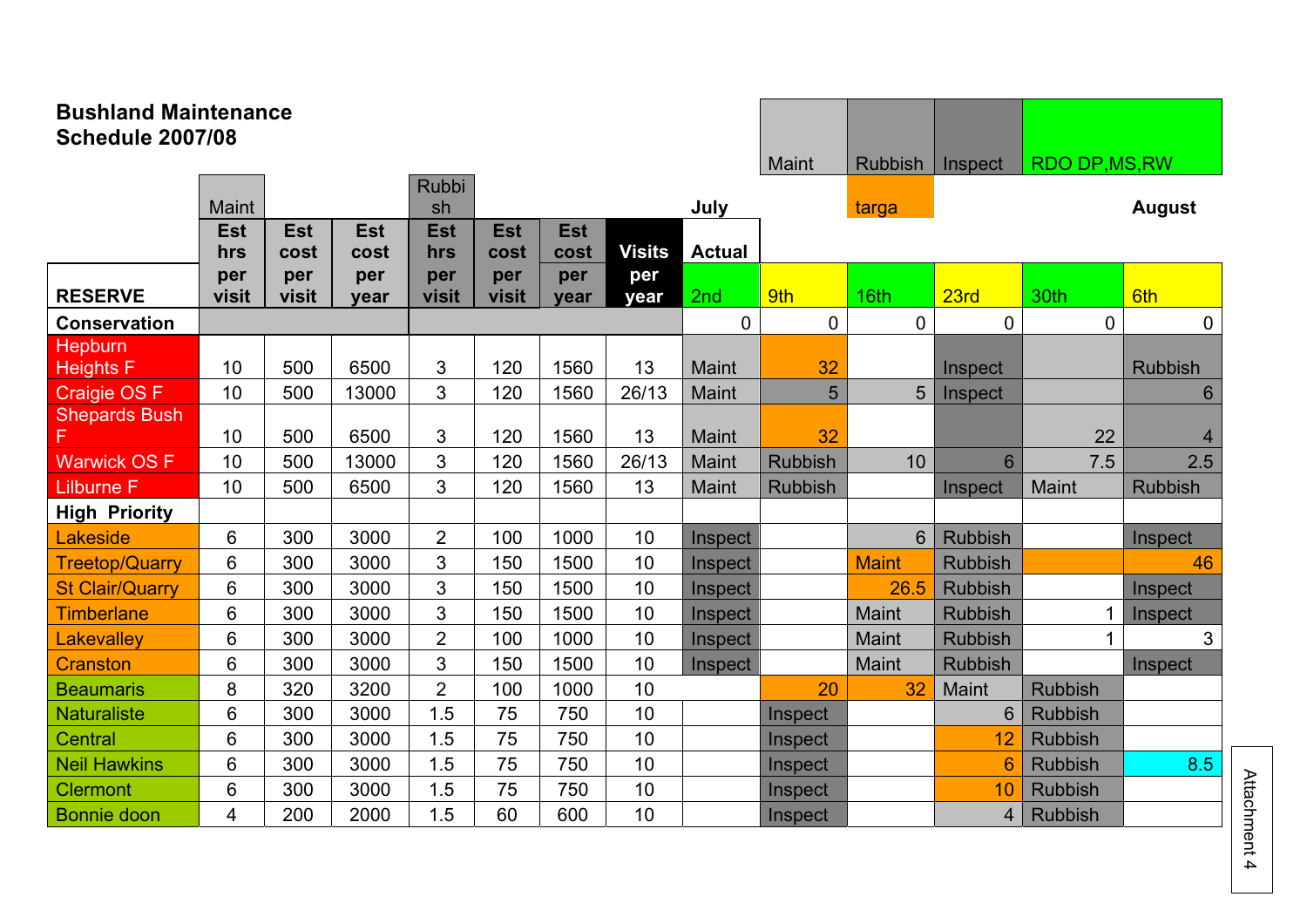**Bushland Maintenance Schedule 2007/08**

Legend: Maint | Rubbish | Inspect | RDO DP,MS,RW | targa

| RESERVE | Maint Est hrs per visit | Est cost per visit | Est cost per year | Rubbish Est hrs per visit | Est cost per visit | Est cost per year | Visits per year | July Actual 2nd | 9th | 16th | 23rd | 30th | August 6th |
|---|---|---|---|---|---|---|---|---|---|---|---|---|---|
| **Conservation** | | | | | | | | 0 | 0 | 0 | 0 | 0 | 0 |
| Hepburn Heights F | 10 | 500 | 6500 | 3 | 120 | 1560 | 13 | Maint | 32 | | Inspect | | Rubbish |
| Craigie OS F | 10 | 500 | 13000 | 3 | 120 | 1560 | 26/13 | Maint | 5 | 5 | Inspect | | 6 |
| Shepards Bush F | 10 | 500 | 6500 | 3 | 120 | 1560 | 13 | Maint | 32 | | | 22 | 4 |
| Warwick OS F | 10 | 500 | 13000 | 3 | 120 | 1560 | 26/13 | Maint | Rubbish | 10 | 6 | 7.5 | 2.5 |
| Lilburne F | 10 | 500 | 6500 | 3 | 120 | 1560 | 13 | Maint | Rubbish | | Inspect | Maint | Rubbish |
| **High Priority** | | | | | | | | | | | | | |
| Lakeside | 6 | 300 | 3000 | 2 | 100 | 1000 | 10 | Inspect | | 6 | Rubbish | | Inspect |
| Treetop/Quarry | 6 | 300 | 3000 | 3 | 150 | 1500 | 10 | Inspect | | Maint | Rubbish | | 46 |
| St Clair/Quarry | 6 | 300 | 3000 | 3 | 150 | 1500 | 10 | Inspect | | 26.5 | Rubbish | | Inspect |
| Timberlane | 6 | 300 | 3000 | 3 | 150 | 1500 | 10 | Inspect | | Maint | Rubbish | 1 | Inspect |
| Lakevalley | 6 | 300 | 3000 | 2 | 100 | 1000 | 10 | Inspect | | Maint | Rubbish | 1 | 3 |
| Cranston | 6 | 300 | 3000 | 3 | 150 | 1500 | 10 | Inspect | | Maint | Rubbish | | Inspect |
| Beaumaris | 8 | 320 | 3200 | 2 | 100 | 1000 | 10 | | 20 | 32 | Maint | Rubbish | |
| Naturaliste | 6 | 300 | 3000 | 1.5 | 75 | 750 | 10 | | Inspect | | 6 | Rubbish | |
| Central | 6 | 300 | 3000 | 1.5 | 75 | 750 | 10 | | Inspect | | 12 | Rubbish | |
| Neil Hawkins | 6 | 300 | 3000 | 1.5 | 75 | 750 | 10 | | Inspect | | 6 | Rubbish | 8.5 |
| Clermont | 6 | 300 | 3000 | 1.5 | 75 | 750 | 10 | | Inspect | | 10 | Rubbish | |
| Bonnie doon | 4 | 200 | 2000 | 1.5 | 60 | 600 | 10 | | Inspect | | 4 | Rubbish | |

Attachment 4